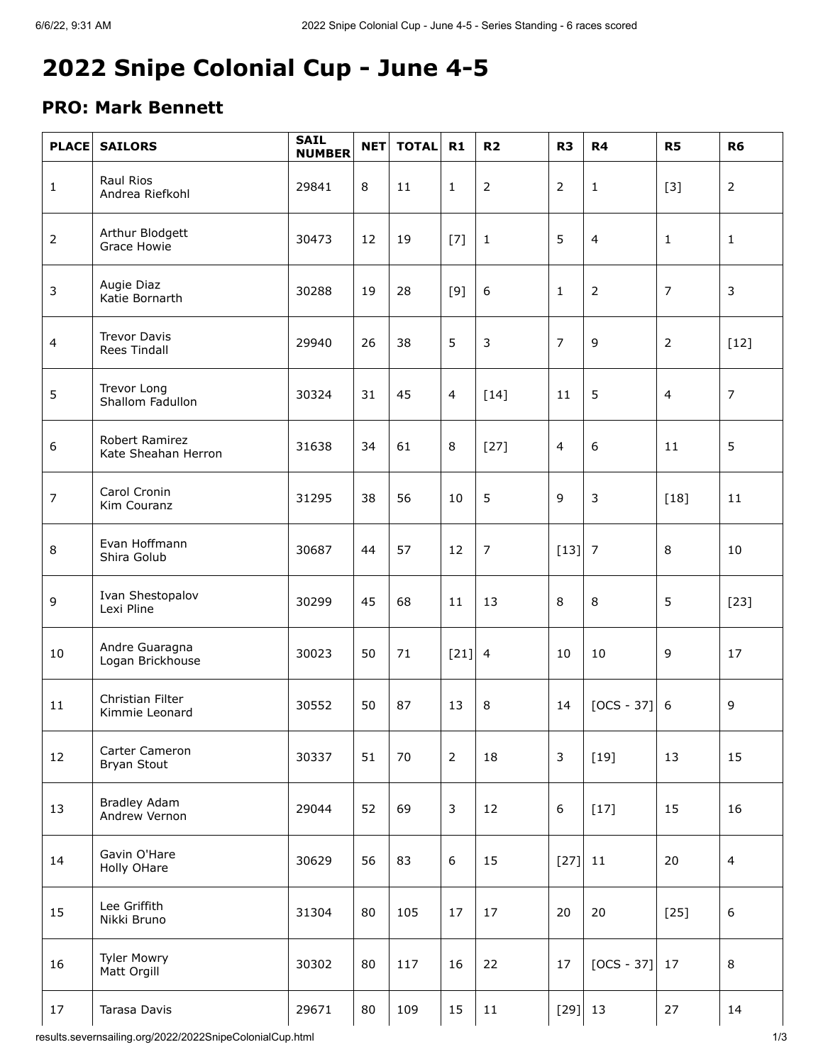# 2022 Snipe Colonial Cup - June 4-5

## PRO: Mark Bennett

| PLACE | SAILORS | SAIL NUMBER | NET | TOTAL | R1 | R2 | R3 | R4 | R5 | R6 |
|---|---|---|---|---|---|---|---|---|---|---|
| 1 | Raul Rios<br>Andrea Riefkohl | 29841 | 8 | 11 | 1 | 2 | 2 | 1 | [3] | 2 |
| 2 | Arthur Blodgett<br>Grace Howie | 30473 | 12 | 19 | [7] | 1 | 5 | 4 | 1 | 1 |
| 3 | Augie Diaz<br>Katie Bornarth | 30288 | 19 | 28 | [9] | 6 | 1 | 2 | 7 | 3 |
| 4 | Trevor Davis<br>Rees Tindall | 29940 | 26 | 38 | 5 | 3 | 7 | 9 | 2 | [12] |
| 5 | Trevor Long<br>Shallom Fadullon | 30324 | 31 | 45 | 4 | [14] | 11 | 5 | 4 | 7 |
| 6 | Robert Ramirez<br>Kate Sheahan Herron | 31638 | 34 | 61 | 8 | [27] | 4 | 6 | 11 | 5 |
| 7 | Carol Cronin<br>Kim Couranz | 31295 | 38 | 56 | 10 | 5 | 9 | 3 | [18] | 11 |
| 8 | Evan Hoffmann<br>Shira Golub | 30687 | 44 | 57 | 12 | 7 | [13] | 7 | 8 | 10 |
| 9 | Ivan Shestopalov<br>Lexi Pline | 30299 | 45 | 68 | 11 | 13 | 8 | 8 | 5 | [23] |
| 10 | Andre Guaragna<br>Logan Brickhouse | 30023 | 50 | 71 | [21] | 4 | 10 | 10 | 9 | 17 |
| 11 | Christian Filter<br>Kimmie Leonard | 30552 | 50 | 87 | 13 | 8 | 14 | [OCS - 37] | 6 | 9 |
| 12 | Carter Cameron<br>Bryan Stout | 30337 | 51 | 70 | 2 | 18 | 3 | [19] | 13 | 15 |
| 13 | Bradley Adam<br>Andrew Vernon | 29044 | 52 | 69 | 3 | 12 | 6 | [17] | 15 | 16 |
| 14 | Gavin O'Hare<br>Holly OHare | 30629 | 56 | 83 | 6 | 15 | [27] | 11 | 20 | 4 |
| 15 | Lee Griffith<br>Nikki Bruno | 31304 | 80 | 105 | 17 | 17 | 20 | 20 | [25] | 6 |
| 16 | Tyler Mowry<br>Matt Orgill | 30302 | 80 | 117 | 16 | 22 | 17 | [OCS - 37] | 17 | 8 |
| 17 | Tarasa Davis | 29671 | 80 | 109 | 15 | 11 | [29] | 13 | 27 | 14 |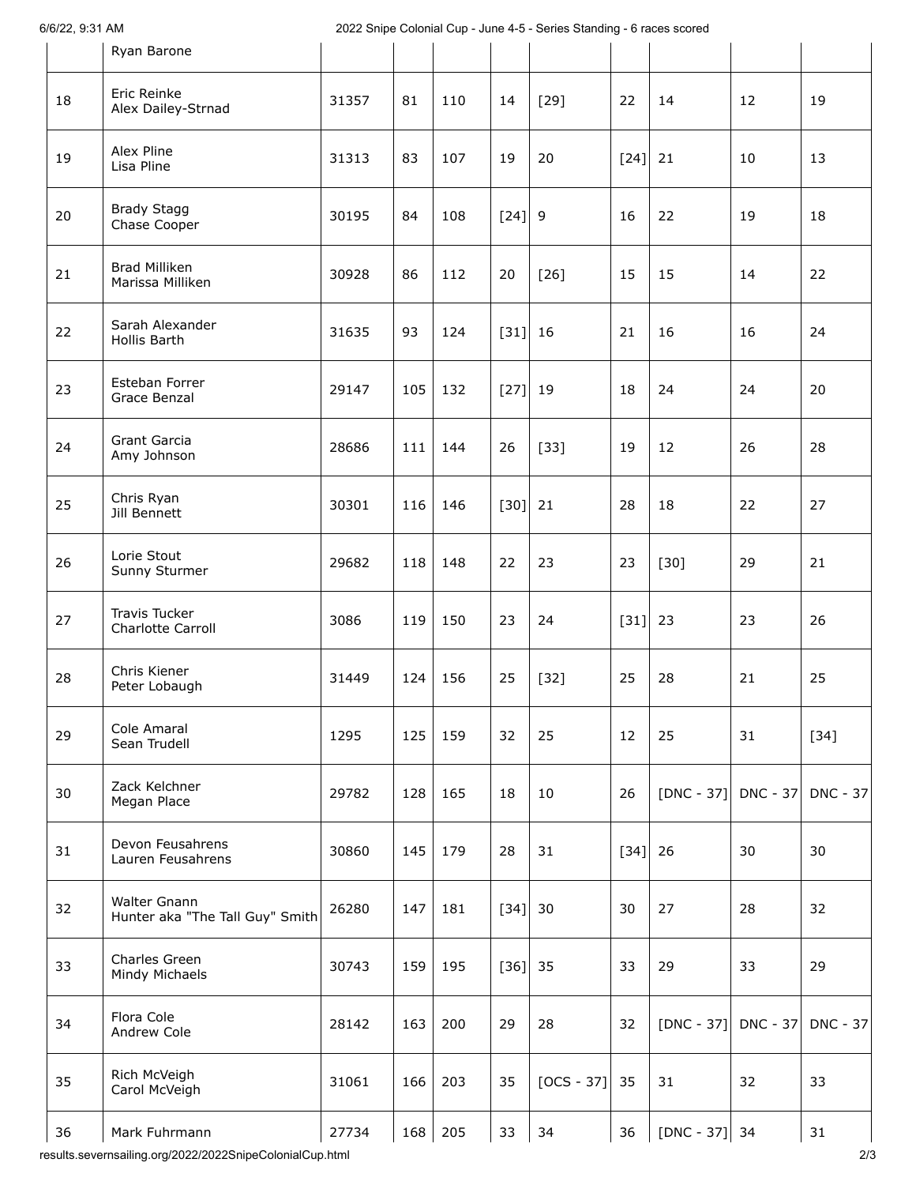| | | | | | | | | | | |
|---|---|---|---|---|---|---|---|---|---|---|
| | Ryan Barone | | | | | | | | | |
| 18 | Eric Reinke<br>Alex Dailey-Strnad | 31357 | 81 | 110 | 14 | [29] | 22 | 14 | 12 | 19 |
| 19 | Alex Pline<br>Lisa Pline | 31313 | 83 | 107 | 19 | 20 | [24] | 21 | 10 | 13 |
| 20 | Brady Stagg<br>Chase Cooper | 30195 | 84 | 108 | [24] | 9 | 16 | 22 | 19 | 18 |
| 21 | Brad Milliken<br>Marissa Milliken | 30928 | 86 | 112 | 20 | [26] | 15 | 15 | 14 | 22 |
| 22 | Sarah Alexander<br>Hollis Barth | 31635 | 93 | 124 | [31] | 16 | 21 | 16 | 16 | 24 |
| 23 | Esteban Forrer<br>Grace Benzal | 29147 | 105 | 132 | [27] | 19 | 18 | 24 | 24 | 20 |
| 24 | Grant Garcia<br>Amy Johnson | 28686 | 111 | 144 | 26 | [33] | 19 | 12 | 26 | 28 |
| 25 | Chris Ryan<br>Jill Bennett | 30301 | 116 | 146 | [30] | 21 | 28 | 18 | 22 | 27 |
| 26 | Lorie Stout<br>Sunny Sturmer | 29682 | 118 | 148 | 22 | 23 | 23 | [30] | 29 | 21 |
| 27 | Travis Tucker<br>Charlotte Carroll | 3086 | 119 | 150 | 23 | 24 | [31] | 23 | 23 | 26 |
| 28 | Chris Kiener<br>Peter Lobaugh | 31449 | 124 | 156 | 25 | [32] | 25 | 28 | 21 | 25 |
| 29 | Cole Amaral<br>Sean Trudell | 1295 | 125 | 159 | 32 | 25 | 12 | 25 | 31 | [34] |
| 30 | Zack Kelchner<br>Megan Place | 29782 | 128 | 165 | 18 | 10 | 26 | [DNC - 37] | DNC - 37 | DNC - 37 |
| 31 | Devon Feusahrens<br>Lauren Feusahrens | 30860 | 145 | 179 | 28 | 31 | [34] | 26 | 30 | 30 |
| 32 | Walter Gnann<br>Hunter aka "The Tall Guy" Smith | 26280 | 147 | 181 | [34] | 30 | 30 | 27 | 28 | 32 |
| 33 | Charles Green<br>Mindy Michaels | 30743 | 159 | 195 | [36] | 35 | 33 | 29 | 33 | 29 |
| 34 | Flora Cole<br>Andrew Cole | 28142 | 163 | 200 | 29 | 28 | 32 | [DNC - 37] | DNC - 37 | DNC - 37 |
| 35 | Rich McVeigh<br>Carol McVeigh | 31061 | 166 | 203 | 35 | [OCS - 37] | 35 | 31 | 32 | 33 |
| 36 | Mark Fuhrmann | 27734 | 168 | 205 | 33 | 34 | 36 | [DNC - 37] | 34 | 31 |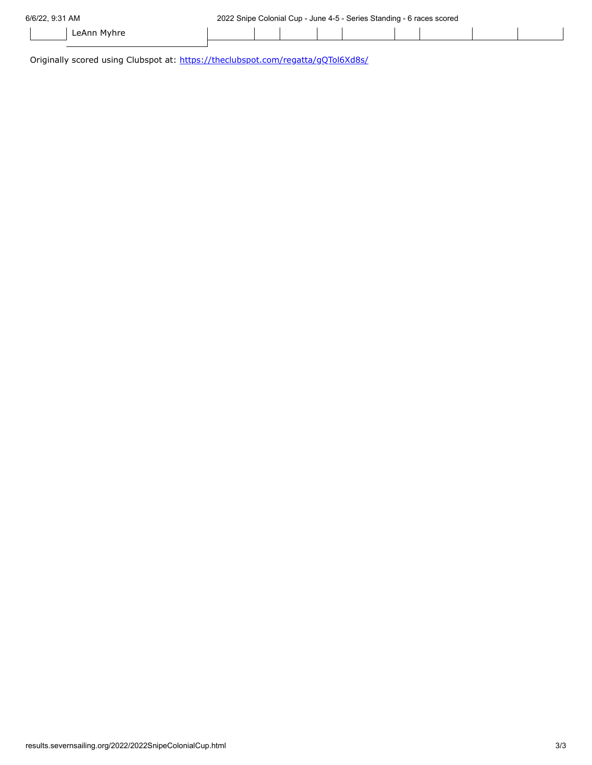| | | | | | | | | | |
|---|---|---|---|---|---|---|---|---|---|
| | LeAnn Myhre | | | | | | | | |

Originally scored using Clubspot at: [https://theclubspot.com/regatta/gQTol6Xd8s/](https://theclubspot.com/regatta/gQTol6Xd8s/)